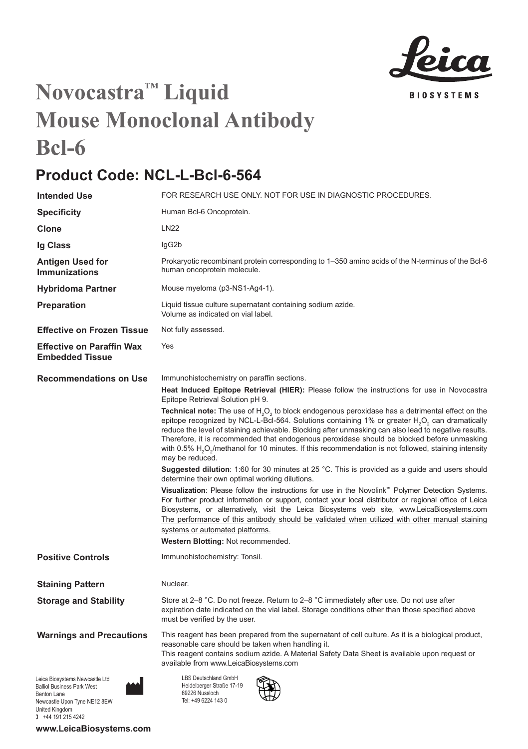# Novocastra™ Liquid Mouse Monoclonal Antibody Bcl-6

## Product Code: NCL-L-Bcl-6-564

| | |
|---|---|
| **Intended Use** | FOR RESEARCH USE ONLY. NOT FOR USE IN DIAGNOSTIC PROCEDURES. |
| **Specificity** | Human Bcl-6 Oncoprotein. |
| **Clone** | LN22 |
| **Ig Class** | IgG2b |
| **Antigen Used for Immunizations** | Prokaryotic recombinant protein corresponding to 1–350 amino acids of the N-terminus of the Bcl-6 human oncoprotein molecule. |
| **Hybridoma Partner** | Mouse myeloma (p3-NS1-Ag4-1). |
| **Preparation** | Liquid tissue culture supernatant containing sodium azide. Volume as indicated on vial label. |
| **Effective on Frozen Tissue** | Not fully assessed. |
| **Effective on Paraffin Wax Embedded Tissue** | Yes |

**Recommendations on Use**

Immunohistochemistry on paraffin sections.

**Heat Induced Epitope Retrieval (HIER):** Please follow the instructions for use in Novocastra Epitope Retrieval Solution pH 9.

**Technical note:** The use of $H_2O_2$ to block endogenous peroxidase has a detrimental effect on the epitope recognized by NCL-L-Bcl-564. Solutions containing 1% or greater $H_2O_2$ can dramatically reduce the level of staining achievable. Blocking after unmasking can also lead to negative results. Therefore, it is recommended that endogenous peroxidase should be blocked before unmasking with 0.5% $H_2O_2$/methanol for 10 minutes. If this recommendation is not followed, staining intensity may be reduced.

**Suggested dilution**: 1:60 for 30 minutes at 25 °C. This is provided as a guide and users should determine their own optimal working dilutions.

**Visualization**: Please follow the instructions for use in the Novolink™ Polymer Detection Systems. For further product information or support, contact your local distributor or regional office of Leica Biosystems, or alternatively, visit the Leica Biosystems web site, www.LeicaBiosystems.com The performance of this antibody should be validated when utilized with other manual staining systems or automated platforms.

**Western Blotting:** Not recommended.

| | |
|---|---|
| **Positive Controls** | Immunohistochemistry: Tonsil. |
| **Staining Pattern** | Nuclear. |
| **Storage and Stability** | Store at 2–8 °C. Do not freeze. Return to 2–8 °C immediately after use. Do not use after expiration date indicated on the vial label. Storage conditions other than those specified above must be verified by the user. |
| **Warnings and Precautions** | This reagent has been prepared from the supernatant of cell culture. As it is a biological product, reasonable care should be taken when handling it. This reagent contains sodium azide. A Material Safety Data Sheet is available upon request or available from www.LeicaBiosystems.com |

Leica Biosystems Newcastle Ltd
Balliol Business Park West
Benton Lane
Newcastle Upon Tyne NE12 8EW
United Kingdom
+44 191 215 4242

LBS Deutschland GmbH
Heidelberger Straße 17-19
69226 Nussloch
Tel: +49 6224 143 0

www.LeicaBiosystems.com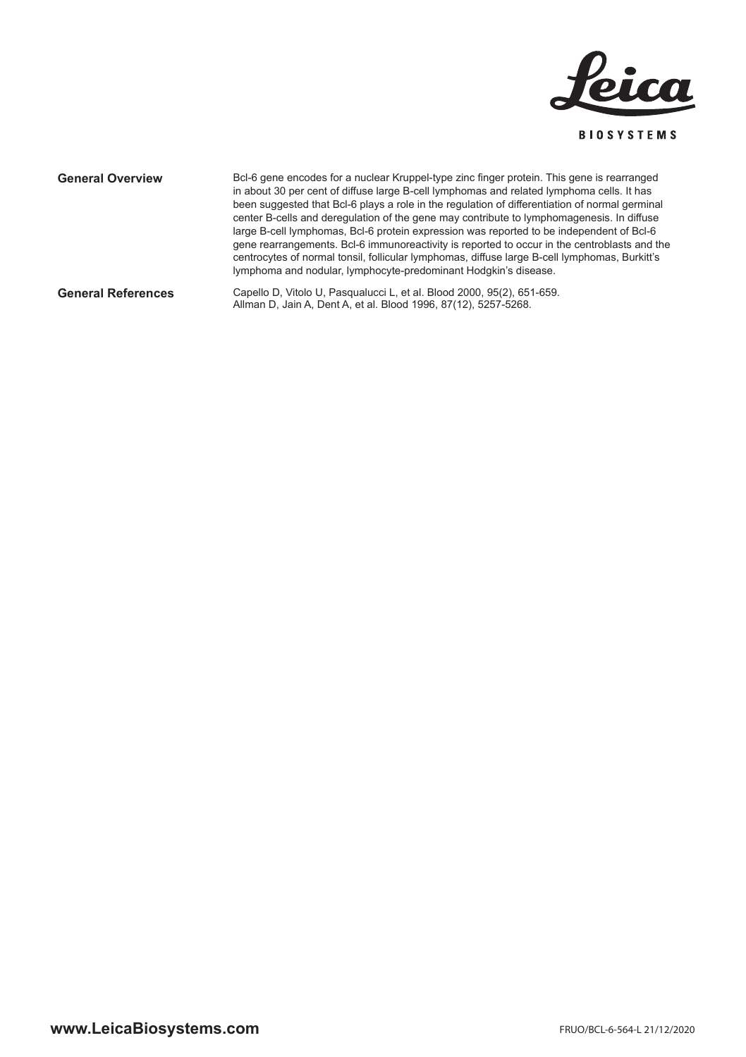## General Overview

Bcl-6 gene encodes for a nuclear Kruppel-type zinc finger protein. This gene is rearranged in about 30 per cent of diffuse large B-cell lymphomas and related lymphoma cells. It has been suggested that Bcl-6 plays a role in the regulation of differentiation of normal germinal center B-cells and deregulation of the gene may contribute to lymphomagenesis. In diffuse large B-cell lymphomas, Bcl-6 protein expression was reported to be independent of Bcl-6 gene rearrangements. Bcl-6 immunoreactivity is reported to occur in the centroblasts and the centrocytes of normal tonsil, follicular lymphomas, diffuse large B-cell lymphomas, Burkitt's lymphoma and nodular, lymphocyte-predominant Hodgkin's disease.

## General References

Capello D, Vitolo U, Pasqualucci L, et al. Blood 2000, 95(2), 651-659.
Allman D, Jain A, Dent A, et al. Blood 1996, 87(12), 5257-5268.

**www.LeicaBiosystems.com**

FRUO/BCL-6-564-L 21/12/2020